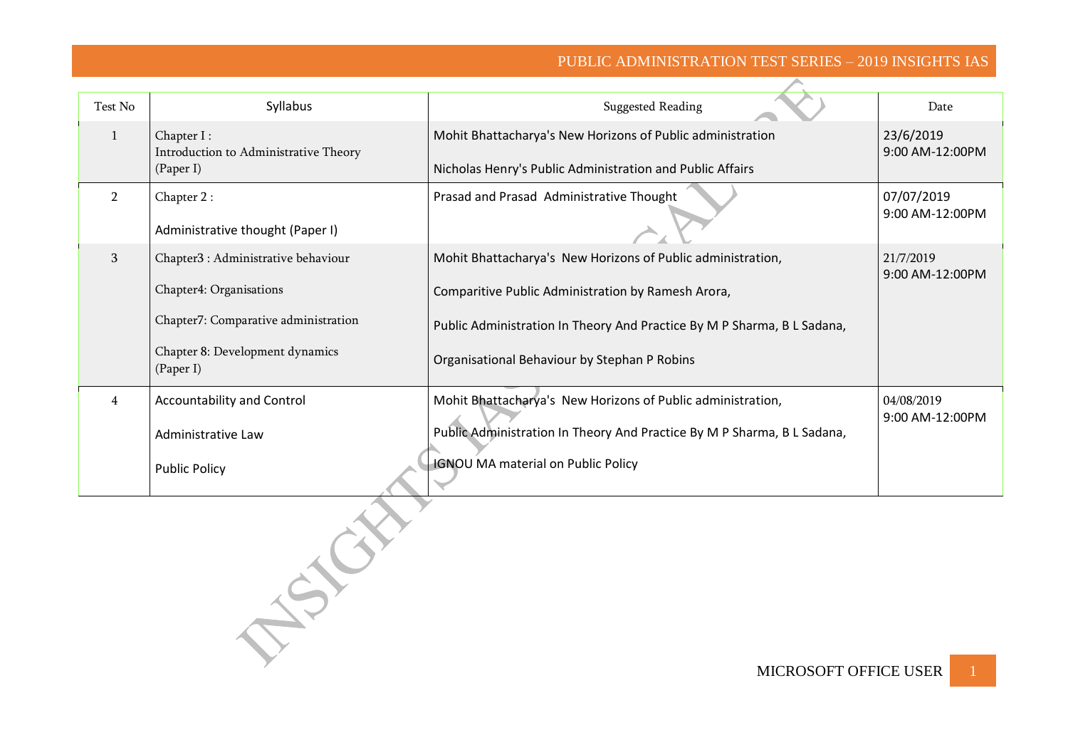| Test No | Syllabus | Suggested Reading | Date |
|---|---|---|---|
| 1 | Chapter I : Introduction to Administrative Theory (Paper I) | Mohit Bhattacharya's New Horizons of Public administration<br><br>Nicholas Henry's Public Administration and Public Affairs | 23/6/2019<br>9:00 AM-12:00PM |
| 2 | Chapter 2 :<br><br>Administrative thought (Paper I) | Prasad and Prasad Administrative Thought | 07/07/2019<br>9:00 AM-12:00PM |
| 3 | Chapter3 : Administrative behaviour<br><br>Chapter4: Organisations<br><br>Chapter7: Comparative administration<br><br>Chapter 8: Development dynamics (Paper I) | Mohit Bhattacharya's New Horizons of Public administration,<br><br>Comparitive Public Administration by Ramesh Arora,<br><br>Public Administration In Theory And Practice By M P Sharma, B L Sadana,<br><br>Organisational Behaviour by Stephan P Robins | 21/7/2019<br>9:00 AM-12:00PM |
| 4 | Accountability and Control<br><br>Administrative Law<br><br>Public Policy | Mohit Bhattacharya's New Horizons of Public administration,<br><br>Public Administration In Theory And Practice By M P Sharma, B L Sadana,<br><br>IGNOU MA material on Public Policy | 04/08/2019<br>9:00 AM-12:00PM |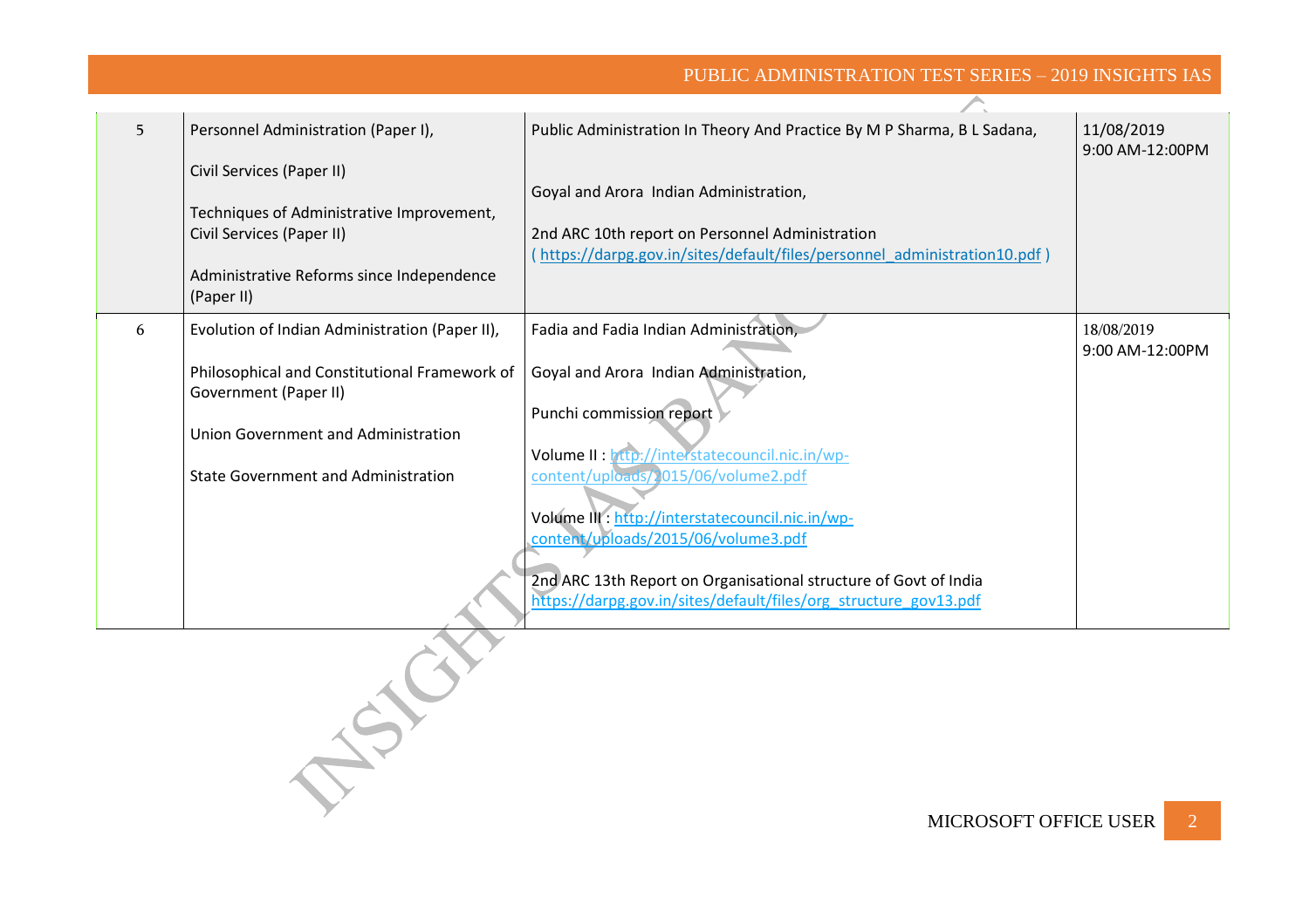| 5 | Personnel Administration (Paper I),<br><br>Civil Services (Paper II)<br><br>Techniques of Administrative Improvement, Civil Services (Paper II)<br><br>Administrative Reforms since Independence (Paper II) | Public Administration In Theory And Practice By M P Sharma, B L Sadana,<br><br>Goyal and Arora Indian Administration,<br><br>2nd ARC 10th report on Personnel Administration<br>( https://darpg.gov.in/sites/default/files/personnel_administration10.pdf ) | 11/08/2019<br>9:00 AM-12:00PM |
|---|---|---|---|
| 6 | Evolution of Indian Administration (Paper II),<br><br>Philosophical and Constitutional Framework of Government (Paper II)<br><br>Union Government and Administration<br><br>State Government and Administration | Fadia and Fadia Indian Administration,<br><br>Goyal and Arora Indian Administration,<br><br>Punchi commission report<br><br>Volume II : http://interstatecouncil.nic.in/wp-content/uploads/2015/06/volume2.pdf<br><br>Volume III : http://interstatecouncil.nic.in/wp-content/uploads/2015/06/volume3.pdf<br><br>2nd ARC 13th Report on Organisational structure of Govt of India<br>https://darpg.gov.in/sites/default/files/org_structure_gov13.pdf | 18/08/2019<br>9:00 AM-12:00PM |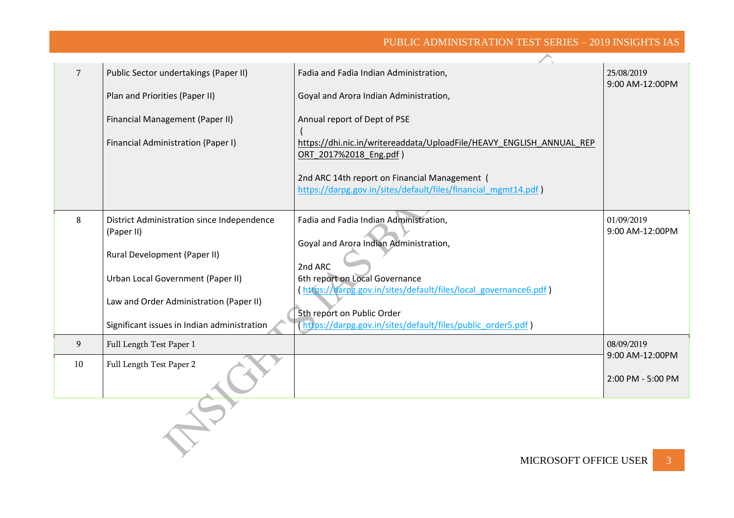| | | | |
|---|---|---|---|
| 7 | Public Sector undertakings (Paper II)<br><br>Plan and Priorities (Paper II)<br><br>Financial Management (Paper II)<br><br>Financial Administration (Paper I) | Fadia and Fadia Indian Administration,<br><br>Goyal and Arora Indian Administration,<br><br>Annual report of Dept of PSE<br>( https://dhi.nic.in/writereaddata/UploadFile/HEAVY_ENGLISH_ANNUAL_REPORT_2017%2018_Eng.pdf )<br><br>2nd ARC 14th report on Financial Management ( https://darpg.gov.in/sites/default/files/financial_mgmt14.pdf ) | 25/08/2019<br>9:00 AM-12:00PM |
| 8 | District Administration since Independence (Paper II)<br><br>Rural Development (Paper II)<br><br>Urban Local Government (Paper II)<br><br>Law and Order Administration (Paper II)<br><br>Significant issues in Indian administration | Fadia and Fadia Indian Administration,<br><br>Goyal and Arora Indian Administration,<br><br>2nd ARC<br>6th report on Local Governance<br>( https://darpg.gov.in/sites/default/files/local_governance6.pdf )<br><br>5th report on Public Order<br>( https://darpg.gov.in/sites/default/files/public_order5.pdf ) | 01/09/2019<br>9:00 AM-12:00PM |
| 9 | Full Length Test Paper 1 | | 08/09/2019<br>9:00 AM-12:00PM |
| 10 | Full Length Test Paper 2 | | 2:00 PM - 5:00 PM |